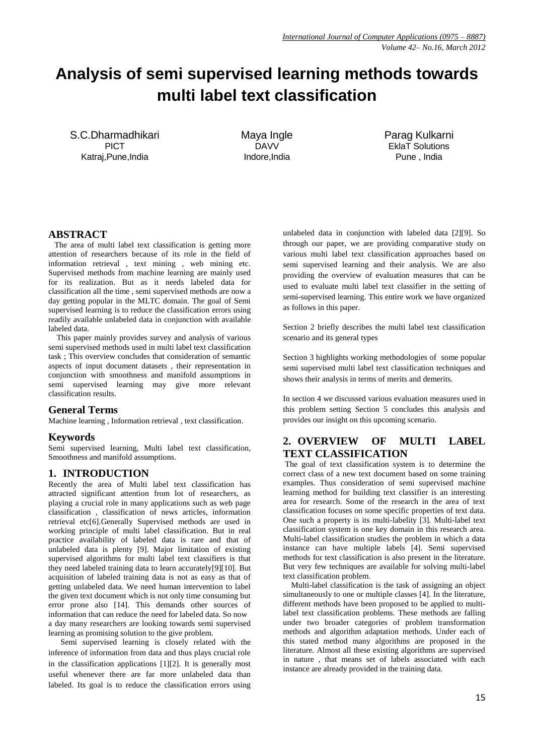# Analysis of semi supervised learning methods towards multi label text classification

S.C.Dharmadhikari
PICT
Katraj,Pune,India

Maya Ingle
DAVV
Indore,India

Parag Kulkarni
EklaT Solutions
Pune , India

## ABSTRACT

The area of multi label text classification is getting more attention of researchers because of its role in the field of information retrieval , text mining , web mining etc. Supervised methods from machine learning are mainly used for its realization. But as it needs labeled data for classification all the time , semi supervised methods are now a day getting popular in the MLTC domain. The goal of Semi supervised learning is to reduce the classification errors using readily available unlabeled data in conjunction with available labeled data.

This paper mainly provides survey and analysis of various semi supervised methods used in multi label text classification task ; This overview concludes that consideration of semantic aspects of input document datasets , their representation in conjunction with smoothness and manifold assumptions in semi supervised learning may give more relevant classification results.

## General Terms

Machine learning , Information retrieval , text classification.

## Keywords

Semi supervised learning, Multi label text classification, Smoothness and manifold assumptions.

## 1. INTRODUCTION

Recently the area of Multi label text classification has attracted significant attention from lot of researchers, as playing a crucial role in many applications such as web page classification , classification of news articles, information retrieval etc[6].Generally Supervised methods are used in working principle of multi label classification. But in real practice availability of labeled data is rare and that of unlabeled data is plenty [9]. Major limitation of existing supervised algorithms for multi label text classifiers is that they need labeled training data to learn accurately[9][10]. But acquisition of labeled training data is not as easy as that of getting unlabeled data. We need human intervention to label the given text document which is not only time consuming but error prone also [14]. This demands other sources of information that can reduce the need for labeled data. So now a day many researchers are looking towards semi supervised learning as promising solution to the give problem.

Semi supervised learning is closely related with the inference of information from data and thus plays crucial role in the classification applications [1][2]. It is generally most useful whenever there are far more unlabeled data than labeled. Its goal is to reduce the classification errors using unlabeled data in conjunction with labeled data [2][9]. So through our paper, we are providing comparative study on various multi label text classification approaches based on semi supervised learning and their analysis. We are also providing the overview of evaluation measures that can be used to evaluate multi label text classifier in the setting of semi-supervised learning. This entire work we have organized as follows in this paper.

Section 2 briefly describes the multi label text classification scenario and its general types

Section 3 highlights working methodologies of some popular semi supervised multi label text classification techniques and shows their analysis in terms of merits and demerits.

In section 4 we discussed various evaluation measures used in this problem setting Section 5 concludes this analysis and provides our insight on this upcoming scenario.

## 2. OVERVIEW OF MULTI LABEL TEXT CLASSIFICATION

The goal of text classification system is to determine the correct class of a new text document based on some training examples. Thus consideration of semi supervised machine learning method for building text classifier is an interesting area for research. Some of the research in the area of text classification focuses on some specific properties of text data. One such a property is its multi-labelity [3]. Multi-label text classification system is one key domain in this research area. Multi-label classification studies the problem in which a data instance can have multiple labels [4]. Semi supervised methods for text classification is also present in the literature. But very few techniques are available for solving multi-label text classification problem.

Multi-label classification is the task of assigning an object simultaneously to one or multiple classes [4]. In the literature, different methods have been proposed to be applied to multi-label text classification problems. These methods are falling under two broader categories of problem transformation methods and algorithm adaptation methods. Under each of this stated method many algorithms are proposed in the literature. Almost all these existing algorithms are supervised in nature , that means set of labels associated with each instance are already provided in the training data.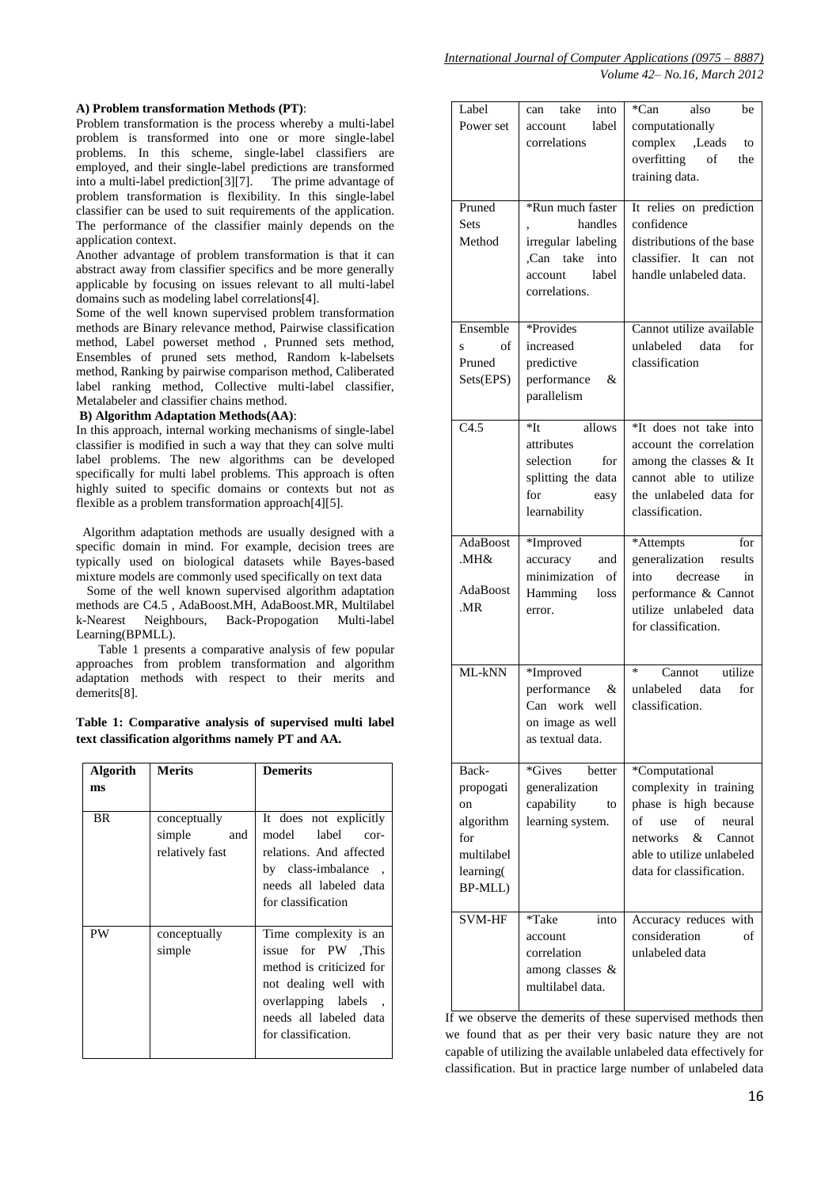**A) Problem transformation Methods (PT)**:

Problem transformation is the process whereby a multi-label problem is transformed into one or more single-label problems. In this scheme, single-label classifiers are employed, and their single-label predictions are transformed into a multi-label prediction[3][7]. The prime advantage of problem transformation is flexibility. In this single-label classifier can be used to suit requirements of the application. The performance of the classifier mainly depends on the application context.

Another advantage of problem transformation is that it can abstract away from classifier specifics and be more generally applicable by focusing on issues relevant to all multi-label domains such as modeling label correlations[4].

Some of the well known supervised problem transformation methods are Binary relevance method, Pairwise classification method, Label powerset method , Prunned sets method, Ensembles of pruned sets method, Random k-labelsets method, Ranking by pairwise comparison method, Caliberated label ranking method, Collective multi-label classifier, Metalabeler and classifier chains method.

**B) Algorithm Adaptation Methods(AA)**:

In this approach, internal working mechanisms of single-label classifier is modified in such a way that they can solve multi label problems. The new algorithms can be developed specifically for multi label problems. This approach is often highly suited to specific domains or contexts but not as flexible as a problem transformation approach[4][5].

Algorithm adaptation methods are usually designed with a specific domain in mind. For example, decision trees are typically used on biological datasets while Bayes-based mixture models are commonly used specifically on text data

Some of the well known supervised algorithm adaptation methods are C4.5 , AdaBoost.MH, AdaBoost.MR, Multilabel k-Nearest Neighbours, Back-Propogation Multi-label Learning(BPMLL).

Table 1 presents a comparative analysis of few popular approaches from problem transformation and algorithm adaptation methods with respect to their merits and demerits[8].

**Table 1: Comparative analysis of supervised multi label text classification algorithms namely PT and AA.**

| Algorithms | Merits | Demerits |
|---|---|---|
| BR | conceptually simple and relatively fast | It does not explicitly model label cor-relations. And affected by class-imbalance , needs all labeled data for classification |
| PW | conceptually simple | Time complexity is an issue for PW ,This method is criticized for not dealing well with overlapping labels , needs all labeled data for classification. |
| Label Power set | can take into account label correlations | *Can also be computationally complex ,Leads to overfitting of the training data. |
| Pruned Sets Method | *Run much faster , handles irregular labeling ,Can take into account label correlations. | It relies on prediction confidence distributions of the base classifier. It can not handle unlabeled data. |
| Ensembles of Pruned Sets(EPS) | *Provides increased predictive performance & parallelism | Cannot utilize available unlabeled data for classification |
| C4.5 | *It allows attributes selection for splitting the data for easy learnability | *It does not take into account the correlation among the classes & It cannot able to utilize the unlabeled data for classification. |
| AdaBoost .MH& AdaBoost .MR | *Improved accuracy and minimization of Hamming loss error. | *Attempts for generalization results into decrease in performance & Cannot utilize unlabeled data for classification. |
| ML-kNN | *Improved performance & Can work well on image as well as textual data. | * Cannot utilize unlabeled data for classification. |
| Back-propogation algorithm for multilabel learning( BP-MLL) | *Gives better generalization capability to learning system. | *Computational complexity in training phase is high because of use of neural networks & Cannot able to utilize unlabeled data for classification. |
| SVM-HF | *Take into account correlation among classes & multilabel data. | Accuracy reduces with consideration of unlabeled data |

If we observe the demerits of these supervised methods then we found that as per their very basic nature they are not capable of utilizing the available unlabeled data effectively for classification. But in practice large number of unlabeled data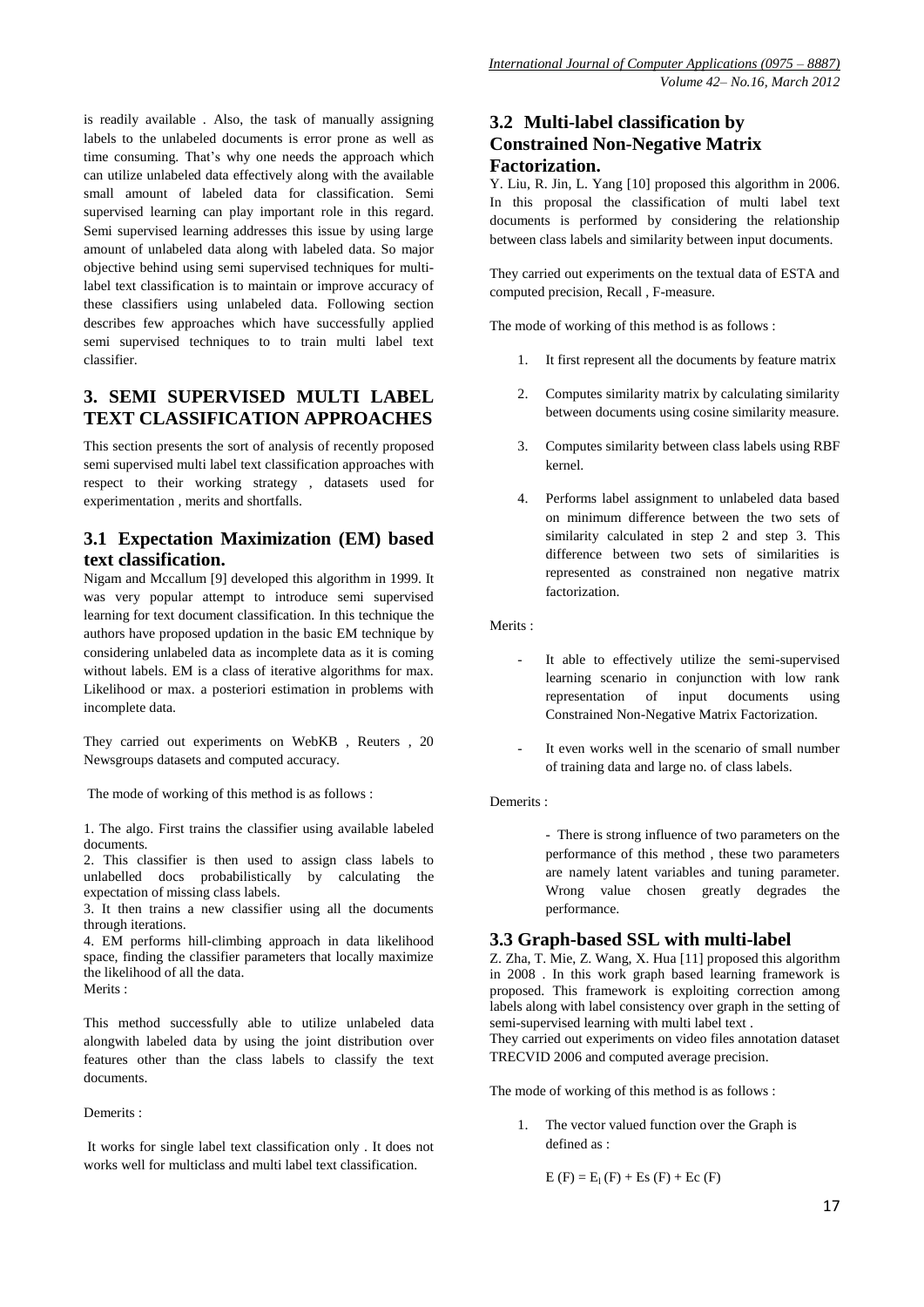is readily available . Also, the task of manually assigning labels to the unlabeled documents is error prone as well as time consuming. That's why one needs the approach which can utilize unlabeled data effectively along with the available small amount of labeled data for classification. Semi supervised learning can play important role in this regard. Semi supervised learning addresses this issue by using large amount of unlabeled data along with labeled data. So major objective behind using semi supervised techniques for multi-label text classification is to maintain or improve accuracy of these classifiers using unlabeled data. Following section describes few approaches which have successfully applied semi supervised techniques to to train multi label text classifier.

## 3. SEMI SUPERVISED MULTI LABEL TEXT CLASSIFICATION APPROACHES

This section presents the sort of analysis of recently proposed semi supervised multi label text classification approaches with respect to their working strategy , datasets used for experimentation , merits and shortfalls.

### 3.1 Expectation Maximization (EM) based text classification.

Nigam and Mccallum [9] developed this algorithm in 1999. It was very popular attempt to introduce semi supervised learning for text document classification. In this technique the authors have proposed updation in the basic EM technique by considering unlabeled data as incomplete data as it is coming without labels. EM is a class of iterative algorithms for max. Likelihood or max. a posteriori estimation in problems with incomplete data.

They carried out experiments on WebKB , Reuters , 20 Newsgroups datasets and computed accuracy.

The mode of working of this method is as follows :

1. The algo. First trains the classifier using available labeled documents.
2. This classifier is then used to assign class labels to unlabelled docs probabilistically by calculating the expectation of missing class labels.
3. It then trains a new classifier using all the documents through iterations.
4. EM performs hill-climbing approach in data likelihood space, finding the classifier parameters that locally maximize the likelihood of all the data.

Merits :

This method successfully able to utilize unlabeled data alongwith labeled data by using the joint distribution over features other than the class labels to classify the text documents.

Demerits :

It works for single label text classification only . It does not works well for multiclass and multi label text classification.

### 3.2 Multi-label classification by Constrained Non-Negative Matrix Factorization.

Y. Liu, R. Jin, L. Yang [10] proposed this algorithm in 2006. In this proposal the classification of multi label text documents is performed by considering the relationship between class labels and similarity between input documents.

They carried out experiments on the textual data of ESTA and computed precision, Recall , F-measure.

The mode of working of this method is as follows :

1. It first represent all the documents by feature matrix
2. Computes similarity matrix by calculating similarity between documents using cosine similarity measure.
3. Computes similarity between class labels using RBF kernel.
4. Performs label assignment to unlabeled data based on minimum difference between the two sets of similarity calculated in step 2 and step 3. This difference between two sets of similarities is represented as constrained non negative matrix factorization.

Merits :

- It able to effectively utilize the semi-supervised learning scenario in conjunction with low rank representation of input documents using Constrained Non-Negative Matrix Factorization.
- It even works well in the scenario of small number of training data and large no. of class labels.

Demerits :

- There is strong influence of two parameters on the performance of this method , these two parameters are namely latent variables and tuning parameter. Wrong value chosen greatly degrades the performance.

### 3.3 Graph-based SSL with multi-label

Z. Zha, T. Mie, Z. Wang, X. Hua [11] proposed this algorithm in 2008 . In this work graph based learning framework is proposed. This framework is exploiting correction among labels along with label consistency over graph in the setting of semi-supervised learning with multi label text .
They carried out experiments on video files annotation dataset TRECVID 2006 and computed average precision.

The mode of working of this method is as follows :

1. The vector valued function over the Graph is defined as :

$$E(F) = E_l(F) + Es(F) + Ec(F)$$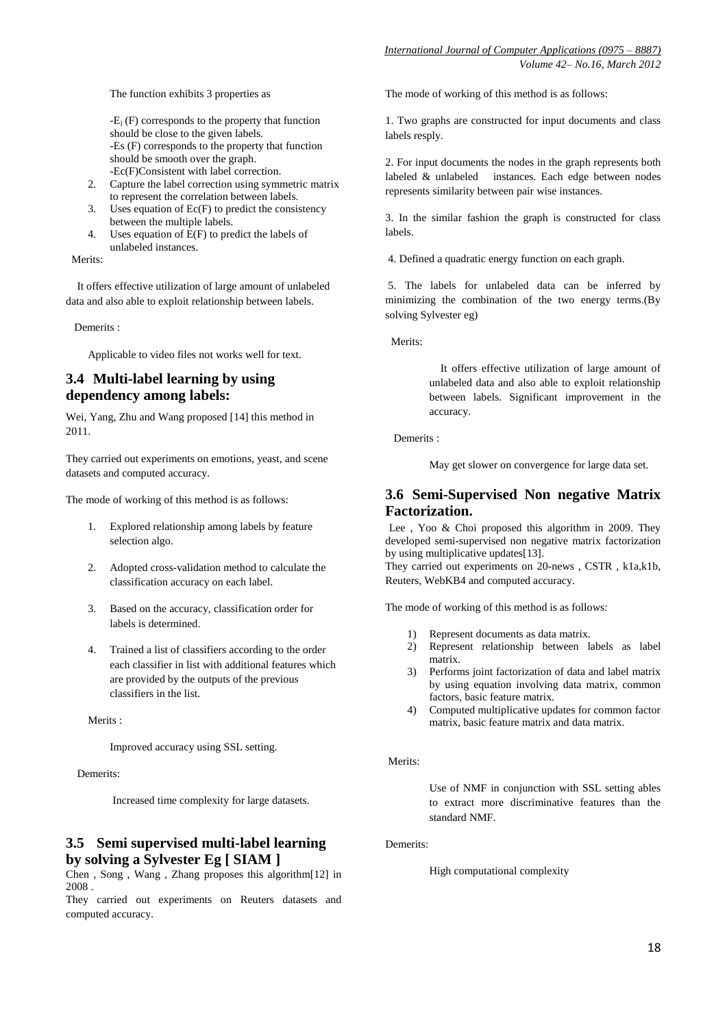The function exhibits 3 properties as

- $-E_l$ (F) corresponds to the property that function should be close to the given labels.
- -Es (F) corresponds to the property that function should be smooth over the graph.
- -Ec(F)Consistent with label correction.

2. Capture the label correction using symmetric matrix to represent the correlation between labels.
3. Uses equation of Ec(F) to predict the consistency between the multiple labels.
4. Uses equation of E(F) to predict the labels of unlabeled instances.

Merits:

It offers effective utilization of large amount of unlabeled data and also able to exploit relationship between labels.

Demerits :

Applicable to video files not works well for text.

### 3.4 Multi-label learning by using dependency among labels:

Wei, Yang, Zhu and Wang proposed [14] this method in 2011.

They carried out experiments on emotions, yeast, and scene datasets and computed accuracy.

The mode of working of this method is as follows:

1. Explored relationship among labels by feature selection algo.
2. Adopted cross-validation method to calculate the classification accuracy on each label.
3. Based on the accuracy, classification order for labels is determined.
4. Trained a list of classifiers according to the order each classifier in list with additional features which are provided by the outputs of the previous classifiers in the list.

Merits :

Improved accuracy using SSL setting.

Demerits:

Increased time complexity for large datasets.

### 3.5 Semi supervised multi-label learning by solving a Sylvester Eg [ SIAM ]

Chen , Song , Wang , Zhang proposes this algorithm[12] in 2008 .
They carried out experiments on Reuters datasets and computed accuracy.

The mode of working of this method is as follows:

1. Two graphs are constructed for input documents and class labels resply.

2. For input documents the nodes in the graph represents both labeled & unlabeled instances. Each edge between nodes represents similarity between pair wise instances.

3. In the similar fashion the graph is constructed for class labels.

4. Defined a quadratic energy function on each graph.

5. The labels for unlabeled data can be inferred by minimizing the combination of the two energy terms.(By solving Sylvester eg)

Merits:

It offers effective utilization of large amount of unlabeled data and also able to exploit relationship between labels. Significant improvement in the accuracy.

Demerits :

May get slower on convergence for large data set.

### 3.6 Semi-Supervised Non negative Matrix Factorization.

Lee , Yoo & Choi proposed this algorithm in 2009. They developed semi-supervised non negative matrix factorization by using multiplicative updates[13].
They carried out experiments on 20-news , CSTR , k1a,k1b, Reuters, WebKB4 and computed accuracy.

The mode of working of this method is as follows:

1) Represent documents as data matrix.
2) Represent relationship between labels as label matrix.
3) Performs joint factorization of data and label matrix by using equation involving data matrix, common factors, basic feature matrix.
4) Computed multiplicative updates for common factor matrix, basic feature matrix and data matrix.

Merits:

Use of NMF in conjunction with SSL setting ables to extract more discriminative features than the standard NMF.

Demerits:

High computational complexity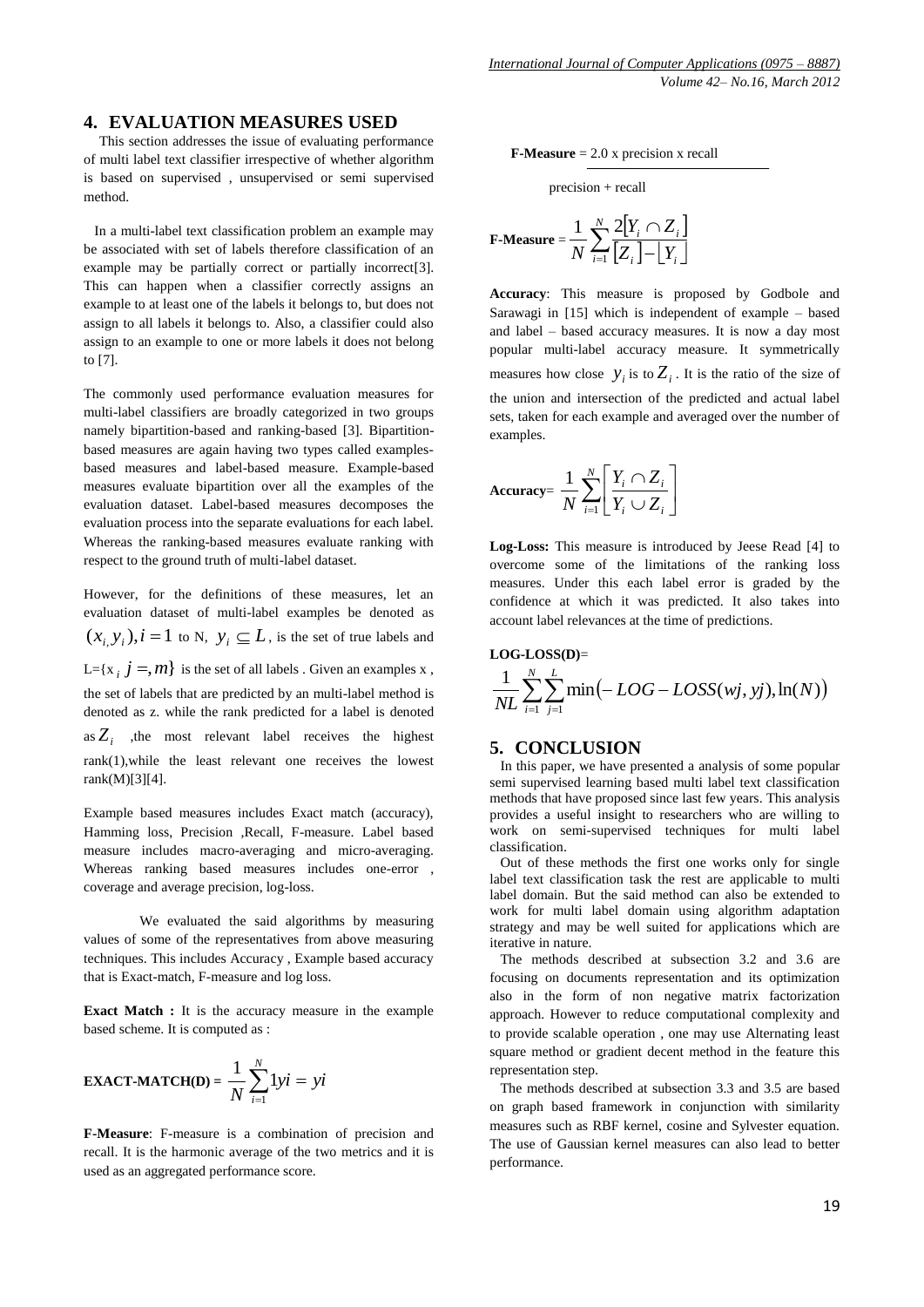## 4. EVALUATION MEASURES USED

This section addresses the issue of evaluating performance of multi label text classifier irrespective of whether algorithm is based on supervised , unsupervised or semi supervised method.

In a multi-label text classification problem an example may be associated with set of labels therefore classification of an example may be partially correct or partially incorrect[3]. This can happen when a classifier correctly assigns an example to at least one of the labels it belongs to, but does not assign to all labels it belongs to. Also, a classifier could also assign to an example to one or more labels it does not belong to [7].

The commonly used performance evaluation measures for multi-label classifiers are broadly categorized in two groups namely bipartition-based and ranking-based [3]. Bipartition-based measures are again having two types called examples-based measures and label-based measure. Example-based measures evaluate bipartition over all the examples of the evaluation dataset. Label-based measures decomposes the evaluation process into the separate evaluations for each label. Whereas the ranking-based measures evaluate ranking with respect to the ground truth of multi-label dataset.

However, for the definitions of these measures, let an evaluation dataset of multi-label examples be denoted as $(x_{i,} y_i), i = 1$ to N, $y_i \subseteq L$, is the set of true labels and L={x $_i$ $j =, m\}$ is the set of all labels . Given an examples x , the set of labels that are predicted by an multi-label method is denoted as z. while the rank predicted for a label is denoted as $Z_i$ ,the most relevant label receives the highest rank(1),while the least relevant one receives the lowest rank(M)[3][4].

Example based measures includes Exact match (accuracy), Hamming loss, Precision ,Recall, F-measure. Label based measure includes macro-averaging and micro-averaging. Whereas ranking based measures includes one-error , coverage and average precision, log-loss.

We evaluated the said algorithms by measuring values of some of the representatives from above measuring techniques. This includes Accuracy , Example based accuracy that is Exact-match, F-measure and log loss.

**Exact Match :** It is the accuracy measure in the example based scheme. It is computed as :

**EXACT-MATCH(D) =** $$\frac{1}{N}\sum_{i=1}^{N} 1yi = yi$$

**F-Measure**: F-measure is a combination of precision and recall. It is the harmonic average of the two metrics and it is used as an aggregated performance score.

**F-Measure** = $\dfrac{2.0 \text{ x precision x recall}}{\text{precision + recall}}$

**F-Measure** = $$\frac{1}{N}\sum_{i=1}^{N}\frac{2[Y_i \cap Z_i]}{[Z_i] - [Y_i]}$$

**Accuracy**: This measure is proposed by Godbole and Sarawagi in [15] which is independent of example – based and label – based accuracy measures. It is now a day most popular multi-label accuracy measure. It symmetrically measures how close $y_i$ is to $Z_i$. It is the ratio of the size of the union and intersection of the predicted and actual label sets, taken for each example and averaged over the number of examples.

**Accuracy**= $$\frac{1}{N}\sum_{i=1}^{N}\left[\frac{Y_i \cap Z_i}{Y_i \cup Z_i}\right]$$

**Log-Loss:** This measure is introduced by Jeese Read [4] to overcome some of the limitations of the ranking loss measures. Under this each label error is graded by the confidence at which it was predicted. It also takes into account label relevances at the time of predictions.

**LOG-LOSS(D)**=

$$\frac{1}{NL}\sum_{i=1}^{N}\sum_{j=1}^{L}\min\left(-LOG-LOSS(wj,yj),\ln(N)\right)$$

## 5. CONCLUSION

In this paper, we have presented a analysis of some popular semi supervised learning based multi label text classification methods that have proposed since last few years. This analysis provides a useful insight to researchers who are willing to work on semi-supervised techniques for multi label classification.

Out of these methods the first one works only for single label text classification task the rest are applicable to multi label domain. But the said method can also be extended to work for multi label domain using algorithm adaptation strategy and may be well suited for applications which are iterative in nature.

The methods described at subsection 3.2 and 3.6 are focusing on documents representation and its optimization also in the form of non negative matrix factorization approach. However to reduce computational complexity and to provide scalable operation , one may use Alternating least square method or gradient decent method in the feature this representation step.

The methods described at subsection 3.3 and 3.5 are based on graph based framework in conjunction with similarity measures such as RBF kernel, cosine and Sylvester equation. The use of Gaussian kernel measures can also lead to better performance.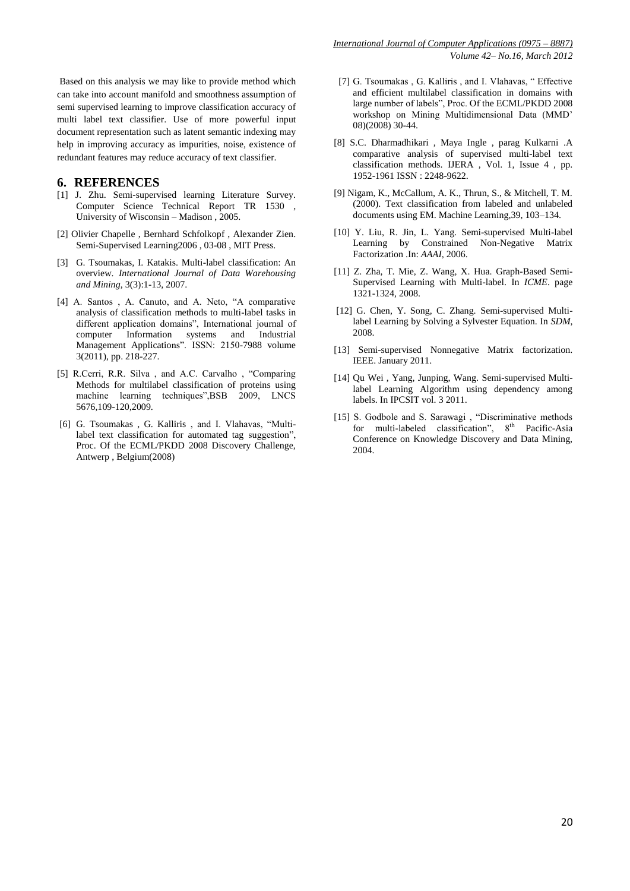Based on this analysis we may like to provide method which can take into account manifold and smoothness assumption of semi supervised learning to improve classification accuracy of multi label text classifier. Use of more powerful input document representation such as latent semantic indexing may help in improving accuracy as impurities, noise, existence of redundant features may reduce accuracy of text classifier.

## 6. REFERENCES

[1] J. Zhu. Semi-supervised learning Literature Survey. Computer Science Technical Report TR 1530 , University of Wisconsin – Madison , 2005.

[2] Olivier Chapelle , Bernhard Schfolkopf , Alexander Zien. Semi-Supervised Learning2006 , 03-08 , MIT Press.

[3] G. Tsoumakas, I. Katakis. Multi-label classification: An overview. *International Journal of Data Warehousing and Mining*, 3(3):1-13, 2007.

[4] A. Santos , A. Canuto, and A. Neto, "A comparative analysis of classification methods to multi-label tasks in different application domains", International journal of computer Information systems and Industrial Management Applications". ISSN: 2150-7988 volume 3(2011), pp. 218-227.

[5] R.Cerri, R.R. Silva , and A.C. Carvalho , "Comparing Methods for multilabel classification of proteins using machine learning techniques",BSB 2009, LNCS 5676,109-120,2009.

[6] G. Tsoumakas , G. Kalliris , and I. Vlahavas, "Multi-label text classification for automated tag suggestion", Proc. Of the ECML/PKDD 2008 Discovery Challenge, Antwerp , Belgium(2008)

[7] G. Tsoumakas , G. Kalliris , and I. Vlahavas, " Effective and efficient multilabel classification in domains with large number of labels", Proc. Of the ECML/PKDD 2008 workshop on Mining Multidimensional Data (MMD' 08)(2008) 30-44.

[8] S.C. Dharmadhikari , Maya Ingle , parag Kulkarni .A comparative analysis of supervised multi-label text classification methods. IJERA , Vol. 1, Issue 4 , pp. 1952-1961 ISSN : 2248-9622.

[9] Nigam, K., McCallum, A. K., Thrun, S., & Mitchell, T. M. (2000). Text classification from labeled and unlabeled documents using EM. Machine Learning,39, 103–134.

[10] Y. Liu, R. Jin, L. Yang. Semi-supervised Multi-label Learning by Constrained Non-Negative Matrix Factorization .In: *AAAI*, 2006.

[11] Z. Zha, T. Mie, Z. Wang, X. Hua. Graph-Based Semi-Supervised Learning with Multi-label. In *ICME*. page 1321-1324, 2008.

[12] G. Chen, Y. Song, C. Zhang. Semi-supervised Multi-label Learning by Solving a Sylvester Equation. In *SDM*, 2008.

[13] Semi-supervised Nonnegative Matrix factorization. IEEE. January 2011.

[14] Qu Wei , Yang, Junping, Wang. Semi-supervised Multi-label Learning Algorithm using dependency among labels. In IPCSIT vol. 3 2011.

[15] S. Godbole and S. Sarawagi , "Discriminative methods for multi-labeled classification", 8th Pacific-Asia Conference on Knowledge Discovery and Data Mining, 2004.